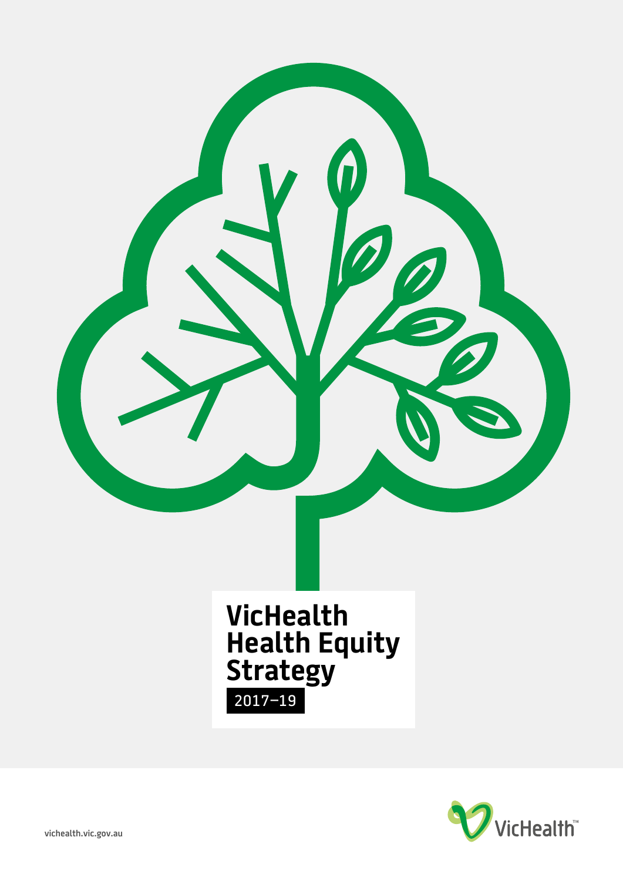# VicHealth Health Equity Strategy

2017–19

vichealth.vic.gov.au

VicHealth™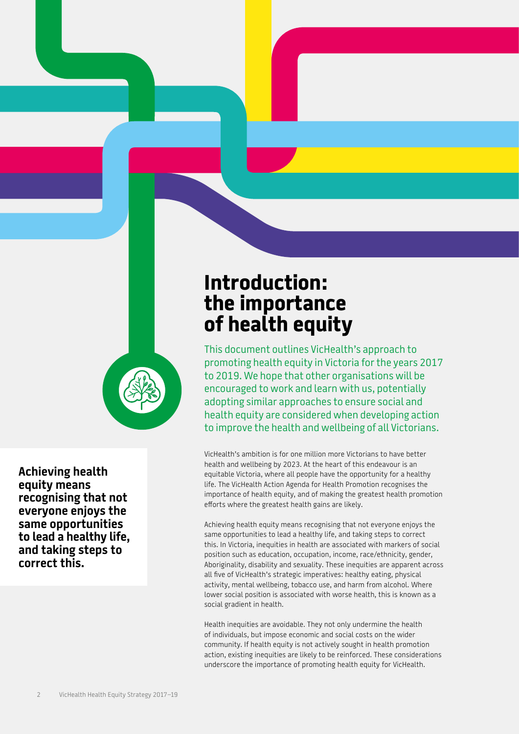# Introduction: the importance of health equity

This document outlines VicHealth's approach to promoting health equity in Victoria for the years 2017 to 2019. We hope that other organisations will be encouraged to work and learn with us, potentially adopting similar approaches to ensure social and health equity are considered when developing action to improve the health and wellbeing of all Victorians.

**Achieving health equity means recognising that not everyone enjoys the same opportunities to lead a healthy life, and taking steps to correct this.**

VicHealth's ambition is for one million more Victorians to have better health and wellbeing by 2023. At the heart of this endeavour is an equitable Victoria, where all people have the opportunity for a healthy life. The VicHealth Action Agenda for Health Promotion recognises the importance of health equity, and of making the greatest health promotion efforts where the greatest health gains are likely.

Achieving health equity means recognising that not everyone enjoys the same opportunities to lead a healthy life, and taking steps to correct this. In Victoria, inequities in health are associated with markers of social position such as education, occupation, income, race/ethnicity, gender, Aboriginality, disability and sexuality. These inequities are apparent across all five of VicHealth's strategic imperatives: healthy eating, physical activity, mental wellbeing, tobacco use, and harm from alcohol. Where lower social position is associated with worse health, this is known as a social gradient in health.

Health inequities are avoidable. They not only undermine the health of individuals, but impose economic and social costs on the wider community. If health equity is not actively sought in health promotion action, existing inequities are likely to be reinforced. These considerations underscore the importance of promoting health equity for VicHealth.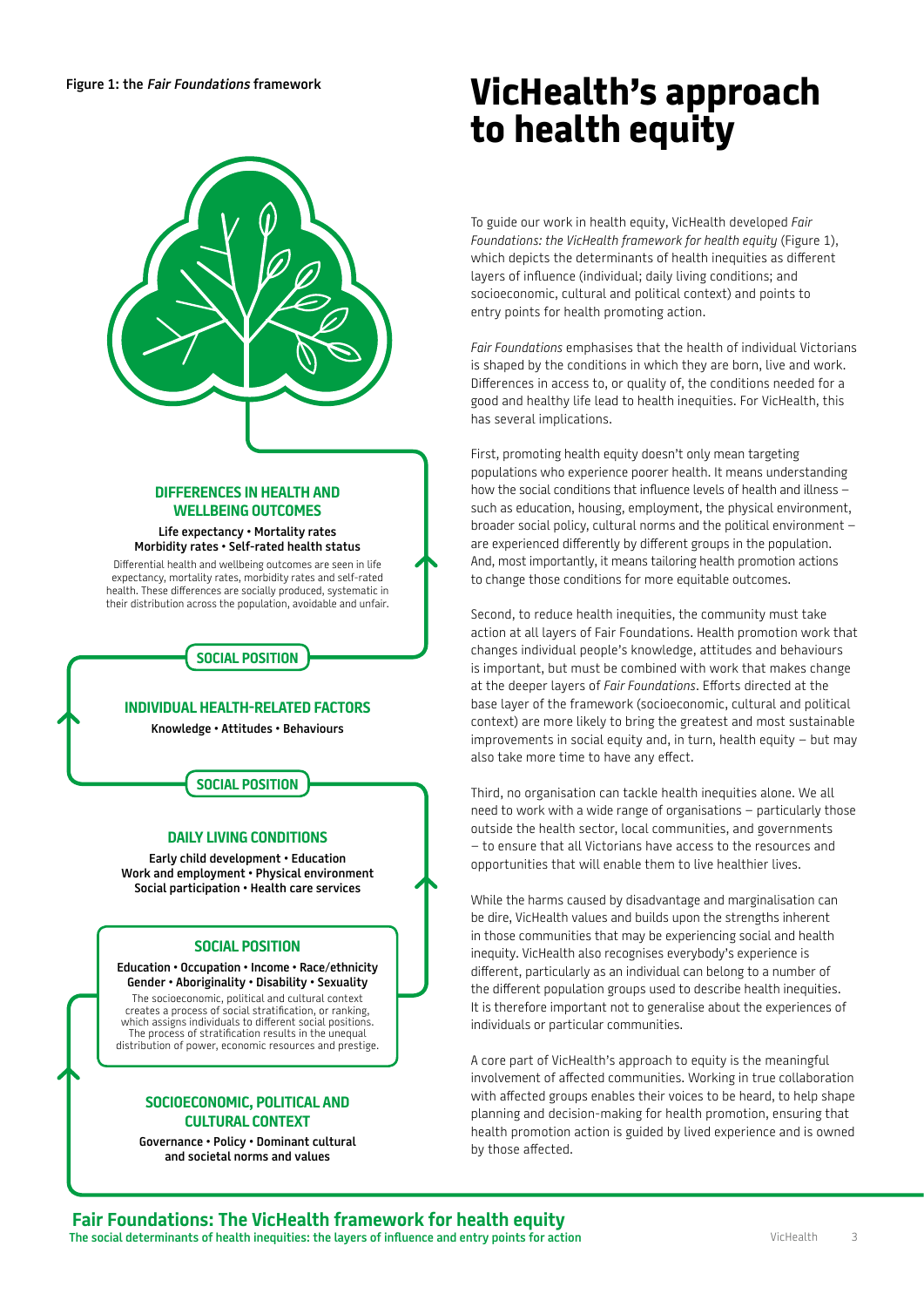Figure 1: the *Fair Foundations* framework

**DIFFERENCES IN HEALTH AND WELLBEING OUTCOMES**

**Life expectancy • Mortality rates**
**Morbidity rates • Self-rated health status**

Differential health and wellbeing outcomes are seen in life expectancy, mortality rates, morbidity rates and self-rated health. These differences are socially produced, systematic in their distribution across the population, avoidable and unfair.

**SOCIAL POSITION**

**INDIVIDUAL HEALTH-RELATED FACTORS**

**Knowledge • Attitudes • Behaviours**

**SOCIAL POSITION**

**DAILY LIVING CONDITIONS**

**Early child development • Education**
**Work and employment • Physical environment**
**Social participation • Health care services**

**SOCIAL POSITION**

**Education • Occupation • Income • Race/ethnicity**
**Gender • Aboriginality • Disability • Sexuality**

The socioeconomic, political and cultural context creates a process of social stratification, or ranking, which assigns individuals to different social positions. The process of stratification results in the unequal distribution of power, economic resources and prestige.

**SOCIOECONOMIC, POLITICAL AND CULTURAL CONTEXT**

**Governance • Policy • Dominant cultural and societal norms and values**

**Fair Foundations: The VicHealth framework for health equity**
**The social determinants of health inequities: the layers of influence and entry points for action**

# VicHealth's approach to health equity

To guide our work in health equity, VicHealth developed *Fair Foundations: the VicHealth framework for health equity* (Figure 1), which depicts the determinants of health inequities as different layers of influence (individual; daily living conditions; and socioeconomic, cultural and political context) and points to entry points for health promoting action.

*Fair Foundations* emphasises that the health of individual Victorians is shaped by the conditions in which they are born, live and work. Differences in access to, or quality of, the conditions needed for a good and healthy life lead to health inequities. For VicHealth, this has several implications.

First, promoting health equity doesn't only mean targeting populations who experience poorer health. It means understanding how the social conditions that influence levels of health and illness – such as education, housing, employment, the physical environment, broader social policy, cultural norms and the political environment – are experienced differently by different groups in the population. And, most importantly, it means tailoring health promotion actions to change those conditions for more equitable outcomes.

Second, to reduce health inequities, the community must take action at all layers of Fair Foundations. Health promotion work that changes individual people's knowledge, attitudes and behaviours is important, but must be combined with work that makes change at the deeper layers of *Fair Foundations*. Efforts directed at the base layer of the framework (socioeconomic, cultural and political context) are more likely to bring the greatest and most sustainable improvements in social equity and, in turn, health equity – but may also take more time to have any effect.

Third, no organisation can tackle health inequities alone. We all need to work with a wide range of organisations – particularly those outside the health sector, local communities, and governments – to ensure that all Victorians have access to the resources and opportunities that will enable them to live healthier lives.

While the harms caused by disadvantage and marginalisation can be dire, VicHealth values and builds upon the strengths inherent in those communities that may be experiencing social and health inequity. VicHealth also recognises everybody's experience is different, particularly as an individual can belong to a number of the different population groups used to describe health inequities. It is therefore important not to generalise about the experiences of individuals or particular communities.

A core part of VicHealth's approach to equity is the meaningful involvement of affected communities. Working in true collaboration with affected groups enables their voices to be heard, to help shape planning and decision-making for health promotion, ensuring that health promotion action is guided by lived experience and is owned by those affected.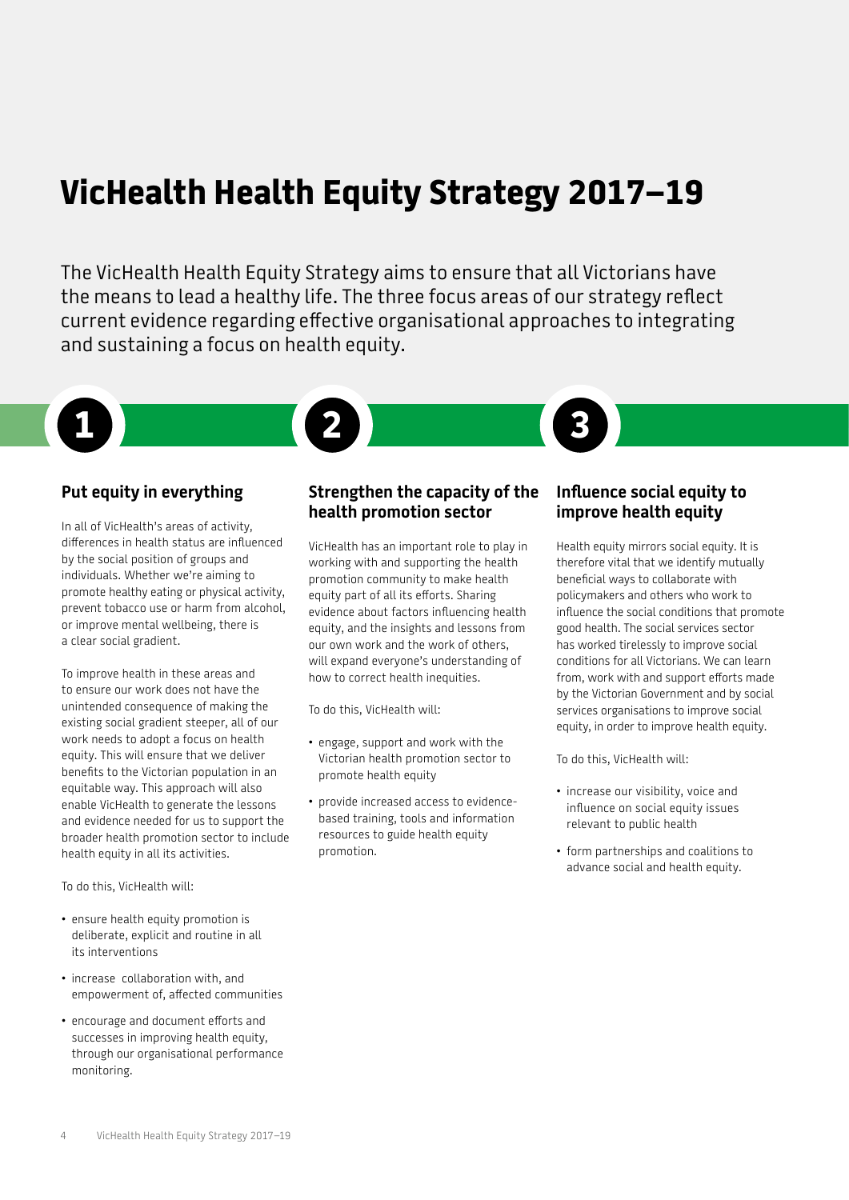# VicHealth Health Equity Strategy 2017–19

The VicHealth Health Equity Strategy aims to ensure that all Victorians have the means to lead a healthy life. The three focus areas of our strategy reflect current evidence regarding effective organisational approaches to integrating and sustaining a focus on health equity.

## 1 Put equity in everything

In all of VicHealth's areas of activity, differences in health status are influenced by the social position of groups and individuals. Whether we're aiming to promote healthy eating or physical activity, prevent tobacco use or harm from alcohol, or improve mental wellbeing, there is a clear social gradient.

To improve health in these areas and to ensure our work does not have the unintended consequence of making the existing social gradient steeper, all of our work needs to adopt a focus on health equity. This will ensure that we deliver benefits to the Victorian population in an equitable way. This approach will also enable VicHealth to generate the lessons and evidence needed for us to support the broader health promotion sector to include health equity in all its activities.

To do this, VicHealth will:

- ensure health equity promotion is deliberate, explicit and routine in all its interventions
- increase collaboration with, and empowerment of, affected communities
- encourage and document efforts and successes in improving health equity, through our organisational performance monitoring.

## 2 Strengthen the capacity of the health promotion sector

VicHealth has an important role to play in working with and supporting the health promotion community to make health equity part of all its efforts. Sharing evidence about factors influencing health equity, and the insights and lessons from our own work and the work of others, will expand everyone's understanding of how to correct health inequities.

To do this, VicHealth will:

- engage, support and work with the Victorian health promotion sector to promote health equity
- provide increased access to evidence-based training, tools and information resources to guide health equity promotion.

## 3 Influence social equity to improve health equity

Health equity mirrors social equity. It is therefore vital that we identify mutually beneficial ways to collaborate with policymakers and others who work to influence the social conditions that promote good health. The social services sector has worked tirelessly to improve social conditions for all Victorians. We can learn from, work with and support efforts made by the Victorian Government and by social services organisations to improve social equity, in order to improve health equity.

To do this, VicHealth will:

- increase our visibility, voice and influence on social equity issues relevant to public health
- form partnerships and coalitions to advance social and health equity.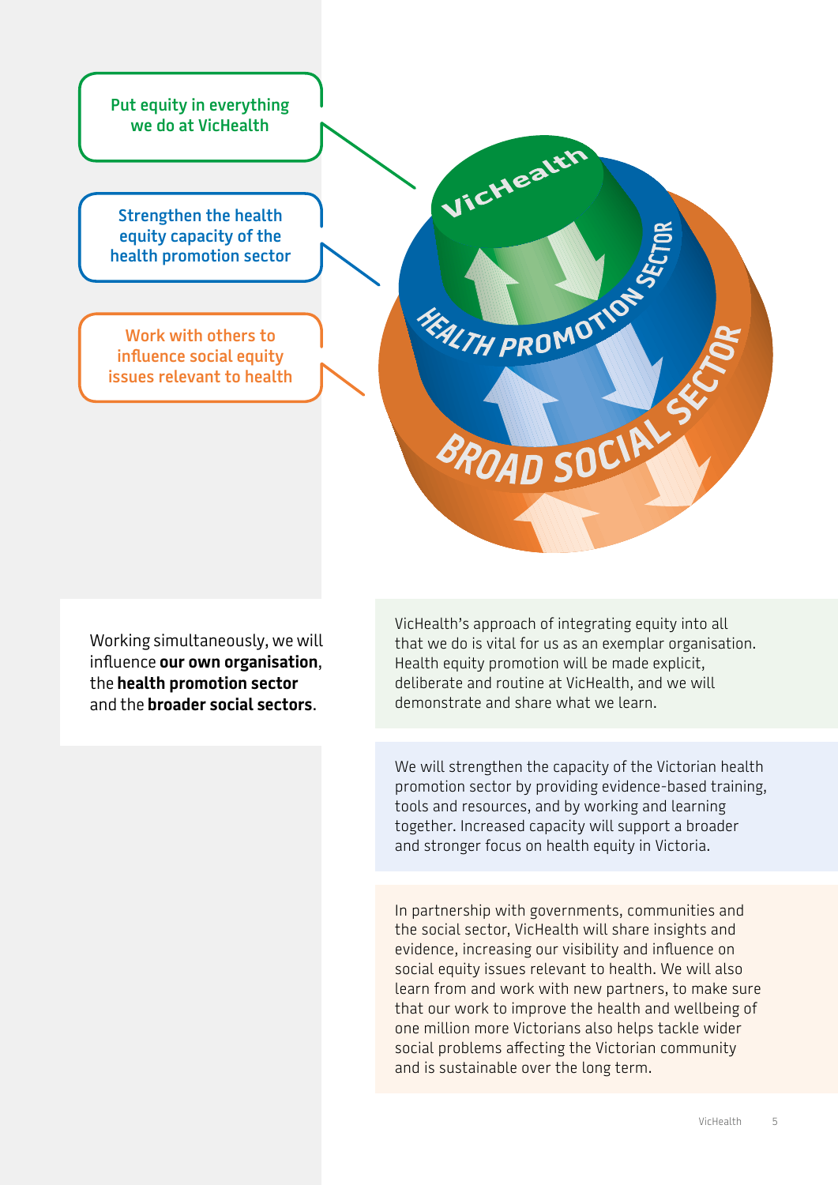Put equity in everything we do at VicHealth

Strengthen the health equity capacity of the health promotion sector

Work with others to influence social equity issues relevant to health

VicHealth

HEALTH PROMOTION SECTOR

BROAD SOCIAL SECTOR

Working simultaneously, we will influence **our own organisation**, the **health promotion sector** and the **broader social sectors**.

VicHealth's approach of integrating equity into all that we do is vital for us as an exemplar organisation. Health equity promotion will be made explicit, deliberate and routine at VicHealth, and we will demonstrate and share what we learn.

We will strengthen the capacity of the Victorian health promotion sector by providing evidence-based training, tools and resources, and by working and learning together. Increased capacity will support a broader and stronger focus on health equity in Victoria.

In partnership with governments, communities and the social sector, VicHealth will share insights and evidence, increasing our visibility and influence on social equity issues relevant to health. We will also learn from and work with new partners, to make sure that our work to improve the health and wellbeing of one million more Victorians also helps tackle wider social problems affecting the Victorian community and is sustainable over the long term.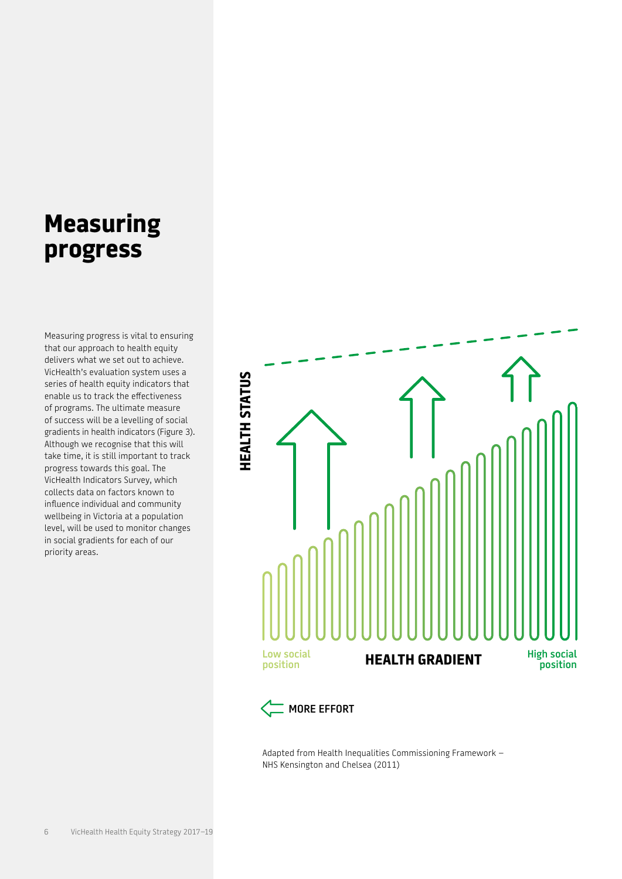# Measuring progress

Measuring progress is vital to ensuring that our approach to health equity delivers what we set out to achieve. VicHealth's evaluation system uses a series of health equity indicators that enable us to track the effectiveness of programs. The ultimate measure of success will be a levelling of social gradients in health indicators (Figure 3). Although we recognise that this will take time, it is still important to track progress towards this goal. The VicHealth Indicators Survey, which collects data on factors known to influence individual and community wellbeing in Victoria at a population level, will be used to monitor changes in social gradients for each of our priority areas.

HEALTH STATUS

Low social position — HEALTH GRADIENT — High social position

MORE EFFORT

Adapted from Health Inequalities Commissioning Framework – NHS Kensington and Chelsea (2011)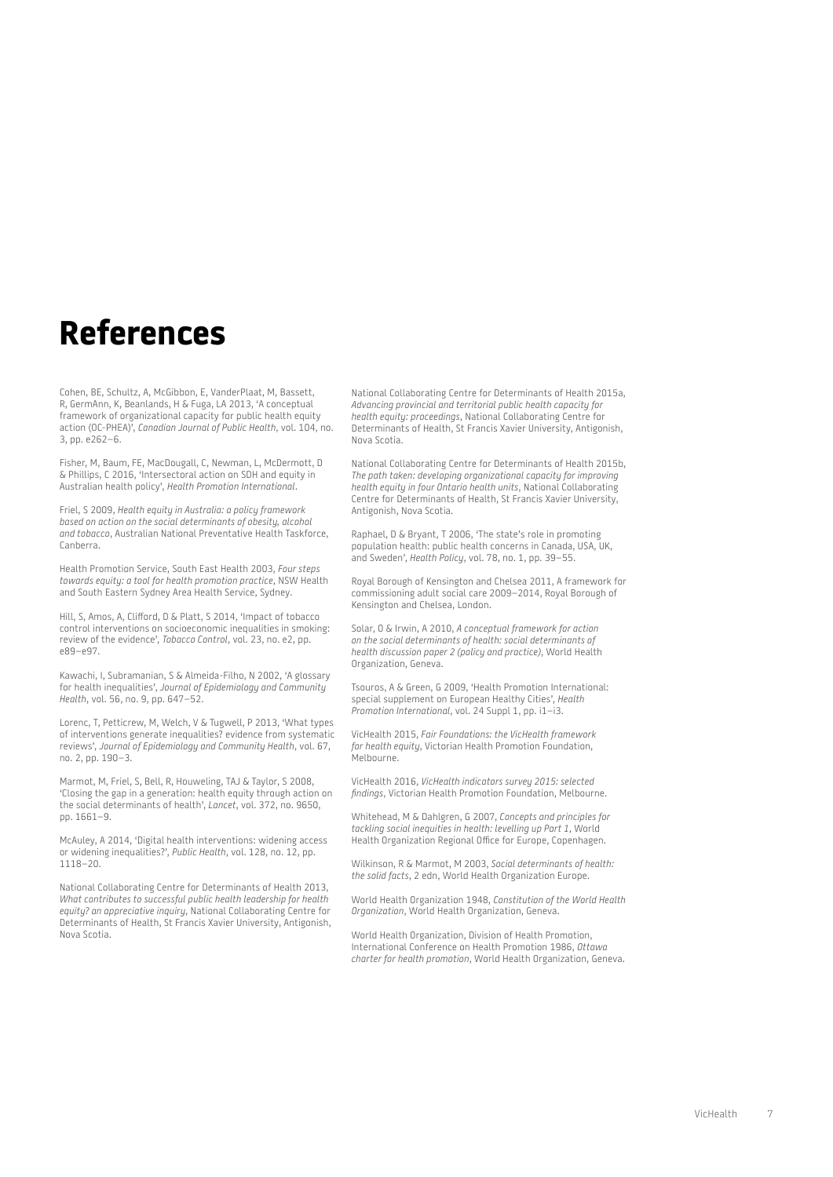# References

Cohen, BE, Schultz, A, McGibbon, E, VanderPlaat, M, Bassett, R, GermAnn, K, Beanlands, H & Fuga, LA 2013, 'A conceptual framework of organizational capacity for public health equity action (OC-PHEA)', *Canadian Journal of Public Health*, vol. 104, no. 3, pp. e262–6.

Fisher, M, Baum, FE, MacDougall, C, Newman, L, McDermott, D & Phillips, C 2016, 'Intersectoral action on SDH and equity in Australian health policy', *Health Promotion International*.

Friel, S 2009, *Health equity in Australia: a policy framework based on action on the social determinants of obesity, alcohol and tobacco*, Australian National Preventative Health Taskforce, Canberra.

Health Promotion Service, South East Health 2003, *Four steps towards equity: a tool for health promotion practice*, NSW Health and South Eastern Sydney Area Health Service, Sydney.

Hill, S, Amos, A, Clifford, D & Platt, S 2014, 'Impact of tobacco control interventions on socioeconomic inequalities in smoking: review of the evidence', *Tobacco Control*, vol. 23, no. e2, pp. e89–e97.

Kawachi, I, Subramanian, S & Almeida-Filho, N 2002, 'A glossary for health inequalities', *Journal of Epidemiology and Community Health*, vol. 56, no. 9, pp. 647–52.

Lorenc, T, Petticrew, M, Welch, V & Tugwell, P 2013, 'What types of interventions generate inequalities? evidence from systematic reviews', *Journal of Epidemiology and Community Health*, vol. 67, no. 2, pp. 190–3.

Marmot, M, Friel, S, Bell, R, Houweling, TAJ & Taylor, S 2008, 'Closing the gap in a generation: health equity through action on the social determinants of health', *Lancet*, vol. 372, no. 9650, pp. 1661–9.

McAuley, A 2014, 'Digital health interventions: widening access or widening inequalities?', *Public Health*, vol. 128, no. 12, pp. 1118–20.

National Collaborating Centre for Determinants of Health 2013, *What contributes to successful public health leadership for health equity? an appreciative inquiry*, National Collaborating Centre for Determinants of Health, St Francis Xavier University, Antigonish, Nova Scotia.

National Collaborating Centre for Determinants of Health 2015a, *Advancing provincial and territorial public health capacity for health equity: proceedings*, National Collaborating Centre for Determinants of Health, St Francis Xavier University, Antigonish, Nova Scotia.

National Collaborating Centre for Determinants of Health 2015b, *The path taken: developing organizational capacity for improving health equity in four Ontario health units*, National Collaborating Centre for Determinants of Health, St Francis Xavier University, Antigonish, Nova Scotia.

Raphael, D & Bryant, T 2006, 'The state's role in promoting population health: public health concerns in Canada, USA, UK, and Sweden', *Health Policy*, vol. 78, no. 1, pp. 39–55.

Royal Borough of Kensington and Chelsea 2011, A framework for commissioning adult social care 2009–2014, Royal Borough of Kensington and Chelsea, London.

Solar, O & Irwin, A 2010, *A conceptual framework for action on the social determinants of health: social determinants of health discussion paper 2 (policy and practice)*, World Health Organization, Geneva.

Tsouros, A & Green, G 2009, 'Health Promotion International: special supplement on European Healthy Cities', *Health Promotion International*, vol. 24 Suppl 1, pp. i1–i3.

VicHealth 2015, *Fair Foundations: the VicHealth framework for health equity*, Victorian Health Promotion Foundation, Melbourne.

VicHealth 2016, *VicHealth indicators survey 2015: selected findings*, Victorian Health Promotion Foundation, Melbourne.

Whitehead, M & Dahlgren, G 2007, *Concepts and principles for tackling social inequities in health: levelling up Part 1*, World Health Organization Regional Office for Europe, Copenhagen.

Wilkinson, R & Marmot, M 2003, *Social determinants of health: the solid facts*, 2 edn, World Health Organization Europe.

World Health Organization 1948, *Constitution of the World Health Organization*, World Health Organization, Geneva.

World Health Organization, Division of Health Promotion, International Conference on Health Promotion 1986, *Ottawa charter for health promotion*, World Health Organization, Geneva.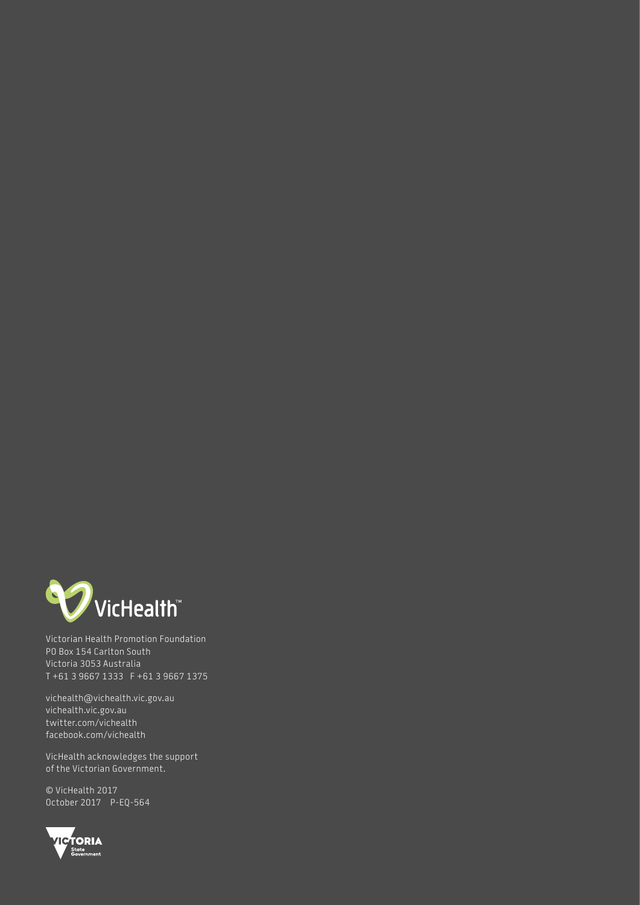VicHealth™

Victorian Health Promotion Foundation
PO Box 154 Carlton South
Victoria 3053 Australia
T +61 3 9667 1333 F +61 3 9667 1375

vichealth@vichealth.vic.gov.au
vichealth.vic.gov.au
twitter.com/vichealth
facebook.com/vichealth

VicHealth acknowledges the support of the Victorian Government.

© VicHealth 2017
October 2017 P-EQ-564

VICTORIA
State
Government